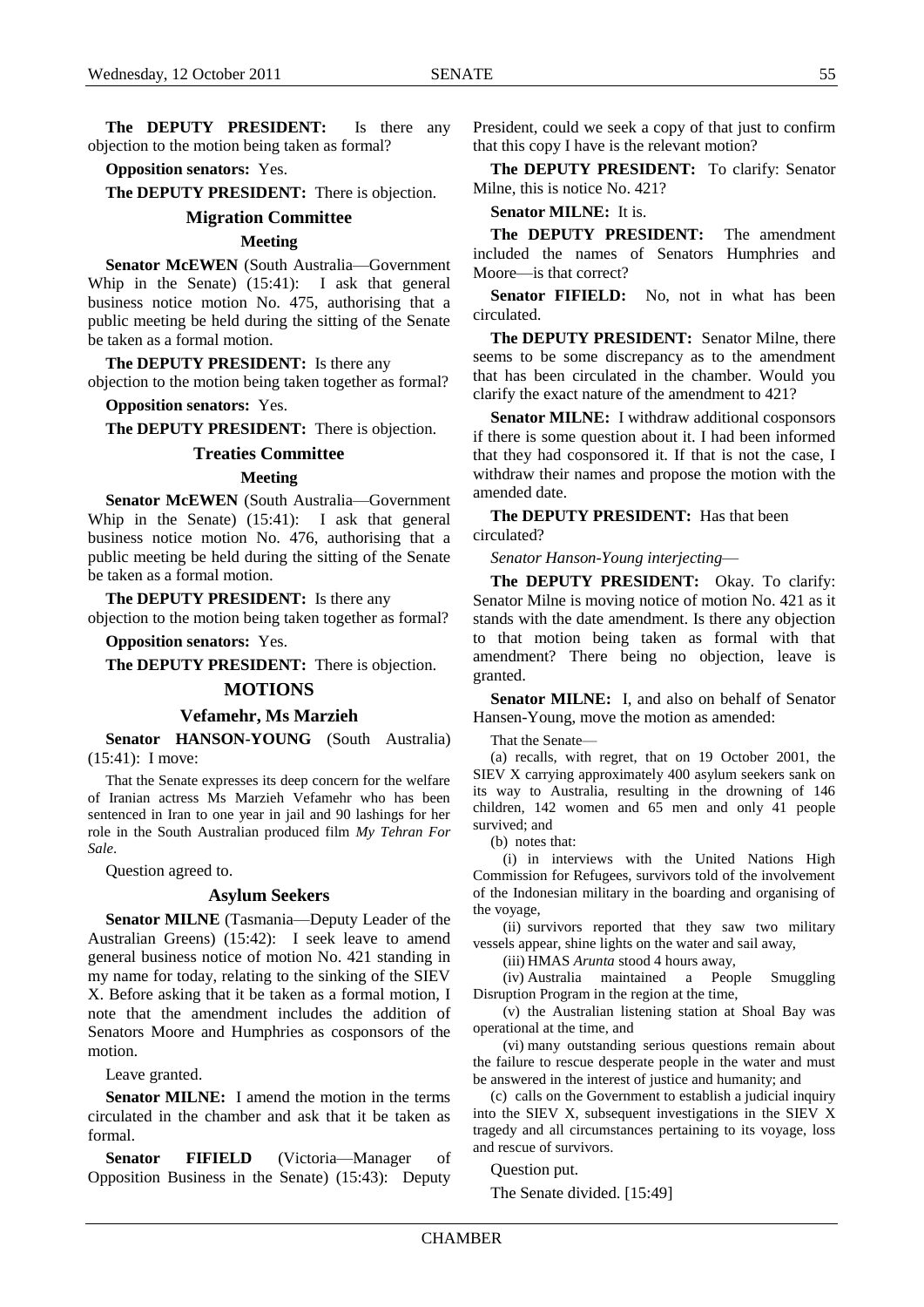**The DEPUTY PRESIDENT:** Is there any objection to the motion being taken as formal?

**Opposition senators:** Yes.

**The DEPUTY PRESIDENT:** There is objection.

### Migration Committee

#### Meeting

**Senator McEWEN** (South Australia—Government Whip in the Senate) (15:41): I ask that general business notice motion No. 475, authorising that a public meeting be held during the sitting of the Senate be taken as a formal motion.

**The DEPUTY PRESIDENT:** Is there any objection to the motion being taken together as formal?

**Opposition senators:** Yes.

**The DEPUTY PRESIDENT:** There is objection.

### Treaties Committee

#### Meeting

**Senator McEWEN** (South Australia—Government Whip in the Senate) (15:41): I ask that general business notice motion No. 476, authorising that a public meeting be held during the sitting of the Senate be taken as a formal motion.

**The DEPUTY PRESIDENT:** Is there any objection to the motion being taken together as formal?

**Opposition senators:** Yes.

**The DEPUTY PRESIDENT:** There is objection.

## MOTIONS

### Vefamehr, Ms Marzieh

**Senator HANSON-YOUNG** (South Australia) (15:41): I move:

That the Senate expresses its deep concern for the welfare of Iranian actress Ms Marzieh Vefamehr who has been sentenced in Iran to one year in jail and 90 lashings for her role in the South Australian produced film *My Tehran For Sale*.

Question agreed to.

### Asylum Seekers

**Senator MILNE** (Tasmania—Deputy Leader of the Australian Greens) (15:42): I seek leave to amend general business notice of motion No. 421 standing in my name for today, relating to the sinking of the SIEV X. Before asking that it be taken as a formal motion, I note that the amendment includes the addition of Senators Moore and Humphries as cosponsors of the motion.

Leave granted.

**Senator MILNE:** I amend the motion in the terms circulated in the chamber and ask that it be taken as formal.

**Senator FIFIELD** (Victoria—Manager of Opposition Business in the Senate) (15:43): Deputy President, could we seek a copy of that just to confirm that this copy I have is the relevant motion?

**The DEPUTY PRESIDENT:** To clarify: Senator Milne, this is notice No. 421?

**Senator MILNE:** It is.

**The DEPUTY PRESIDENT:** The amendment included the names of Senators Humphries and Moore—is that correct?

**Senator FIFIELD:** No, not in what has been circulated.

**The DEPUTY PRESIDENT:** Senator Milne, there seems to be some discrepancy as to the amendment that has been circulated in the chamber. Would you clarify the exact nature of the amendment to 421?

**Senator MILNE:** I withdraw additional cosponsors if there is some question about it. I had been informed that they had cosponsored it. If that is not the case, I withdraw their names and propose the motion with the amended date.

**The DEPUTY PRESIDENT:** Has that been circulated?

*Senator Hanson-Young interjecting*—

**The DEPUTY PRESIDENT:** Okay. To clarify: Senator Milne is moving notice of motion No. 421 as it stands with the date amendment. Is there any objection to that motion being taken as formal with that amendment? There being no objection, leave is granted.

**Senator MILNE:** I, and also on behalf of Senator Hansen-Young, move the motion as amended:

That the Senate—

(a) recalls, with regret, that on 19 October 2001, the SIEV X carrying approximately 400 asylum seekers sank on its way to Australia, resulting in the drowning of 146 children, 142 women and 65 men and only 41 people survived; and

(b) notes that:

(i) in interviews with the United Nations High Commission for Refugees, survivors told of the involvement of the Indonesian military in the boarding and organising of the voyage,

(ii) survivors reported that they saw two military vessels appear, shine lights on the water and sail away,

(iii) HMAS *Arunta* stood 4 hours away,

(iv) Australia maintained a People Smuggling Disruption Program in the region at the time,

(v) the Australian listening station at Shoal Bay was operational at the time, and

(vi) many outstanding serious questions remain about the failure to rescue desperate people in the water and must be answered in the interest of justice and humanity; and

(c) calls on the Government to establish a judicial inquiry into the SIEV X, subsequent investigations in the SIEV X tragedy and all circumstances pertaining to its voyage, loss and rescue of survivors.

Question put.

The Senate divided. [15:49]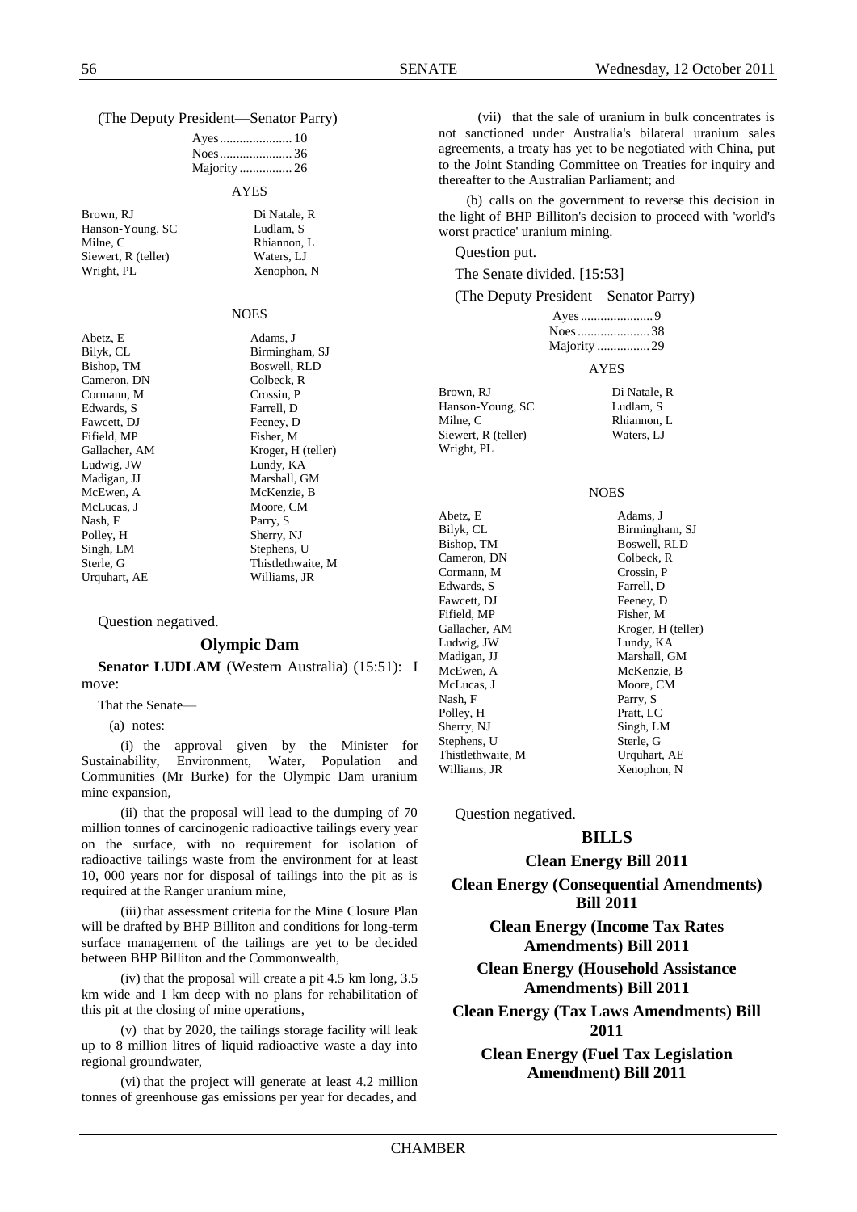(The Deputy President—Senator Parry)

Ayes...................... 10
Noes...................... 36
Majority ................ 26

AYES

| | |
|---|---|
| Brown, RJ | Di Natale, R |
| Hanson-Young, SC | Ludlam, S |
| Milne, C | Rhiannon, L |
| Siewert, R (teller) | Waters, LJ |
| Wright, PL | Xenophon, N |

NOES

| | |
|---|---|
| Abetz, E | Adams, J |
| Bilyk, CL | Birmingham, SJ |
| Bishop, TM | Boswell, RLD |
| Cameron, DN | Colbeck, R |
| Cormann, M | Crossin, P |
| Edwards, S | Farrell, D |
| Fawcett, DJ | Feeney, D |
| Fifield, MP | Fisher, M |
| Gallacher, AM | Kroger, H (teller) |
| Ludwig, JW | Lundy, KA |
| Madigan, JJ | Marshall, GM |
| McEwen, A | McKenzie, B |
| McLucas, J | Moore, CM |
| Nash, F | Parry, S |
| Polley, H | Sherry, NJ |
| Singh, LM | Stephens, U |
| Sterle, G | Thistlethwaite, M |
| Urquhart, AE | Williams, JR |

Question negatived.

## Olympic Dam

**Senator LUDLAM** (Western Australia) (15:51): I move:

That the Senate—

(a) notes:

(i) the approval given by the Minister for Sustainability, Environment, Water, Population and Communities (Mr Burke) for the Olympic Dam uranium mine expansion,

(ii) that the proposal will lead to the dumping of 70 million tonnes of carcinogenic radioactive tailings every year on the surface, with no requirement for isolation of radioactive tailings waste from the environment for at least 10, 000 years nor for disposal of tailings into the pit as is required at the Ranger uranium mine,

(iii) that assessment criteria for the Mine Closure Plan will be drafted by BHP Billiton and conditions for long-term surface management of the tailings are yet to be decided between BHP Billiton and the Commonwealth,

(iv) that the proposal will create a pit 4.5 km long, 3.5 km wide and 1 km deep with no plans for rehabilitation of this pit at the closing of mine operations,

(v) that by 2020, the tailings storage facility will leak up to 8 million litres of liquid radioactive waste a day into regional groundwater,

(vi) that the project will generate at least 4.2 million tonnes of greenhouse gas emissions per year for decades, and

(vii) that the sale of uranium in bulk concentrates is not sanctioned under Australia's bilateral uranium sales agreements, a treaty has yet to be negotiated with China, put to the Joint Standing Committee on Treaties for inquiry and thereafter to the Australian Parliament; and

(b) calls on the government to reverse this decision in the light of BHP Billiton's decision to proceed with 'world's worst practice' uranium mining.

Question put.

The Senate divided. [15:53]

(The Deputy President—Senator Parry)

Ayes...................... 9
Noes...................... 38
Majority ................ 29

AYES

| | |
|---|---|
| Brown, RJ | Di Natale, R |
| Hanson-Young, SC | Ludlam, S |
| Milne, C | Rhiannon, L |
| Siewert, R (teller) | Waters, LJ |
| Wright, PL | |

NOES

| | |
|---|---|
| Abetz, E | Adams, J |
| Bilyk, CL | Birmingham, SJ |
| Bishop, TM | Boswell, RLD |
| Cameron, DN | Colbeck, R |
| Cormann, M | Crossin, P |
| Edwards, S | Farrell, D |
| Fawcett, DJ | Feeney, D |
| Fifield, MP | Fisher, M |
| Gallacher, AM | Kroger, H (teller) |
| Ludwig, JW | Lundy, KA |
| Madigan, JJ | Marshall, GM |
| McEwen, A | McKenzie, B |
| McLucas, J | Moore, CM |
| Nash, F | Parry, S |
| Polley, H | Pratt, LC |
| Sherry, NJ | Singh, LM |
| Stephens, U | Sterle, G |
| Thistlethwaite, M | Urquhart, AE |
| Williams, JR | Xenophon, N |

Question negatived.

# BILLS

## Clean Energy Bill 2011

## Clean Energy (Consequential Amendments) Bill 2011

## Clean Energy (Income Tax Rates Amendments) Bill 2011

## Clean Energy (Household Assistance Amendments) Bill 2011

## Clean Energy (Tax Laws Amendments) Bill 2011

## Clean Energy (Fuel Tax Legislation Amendment) Bill 2011